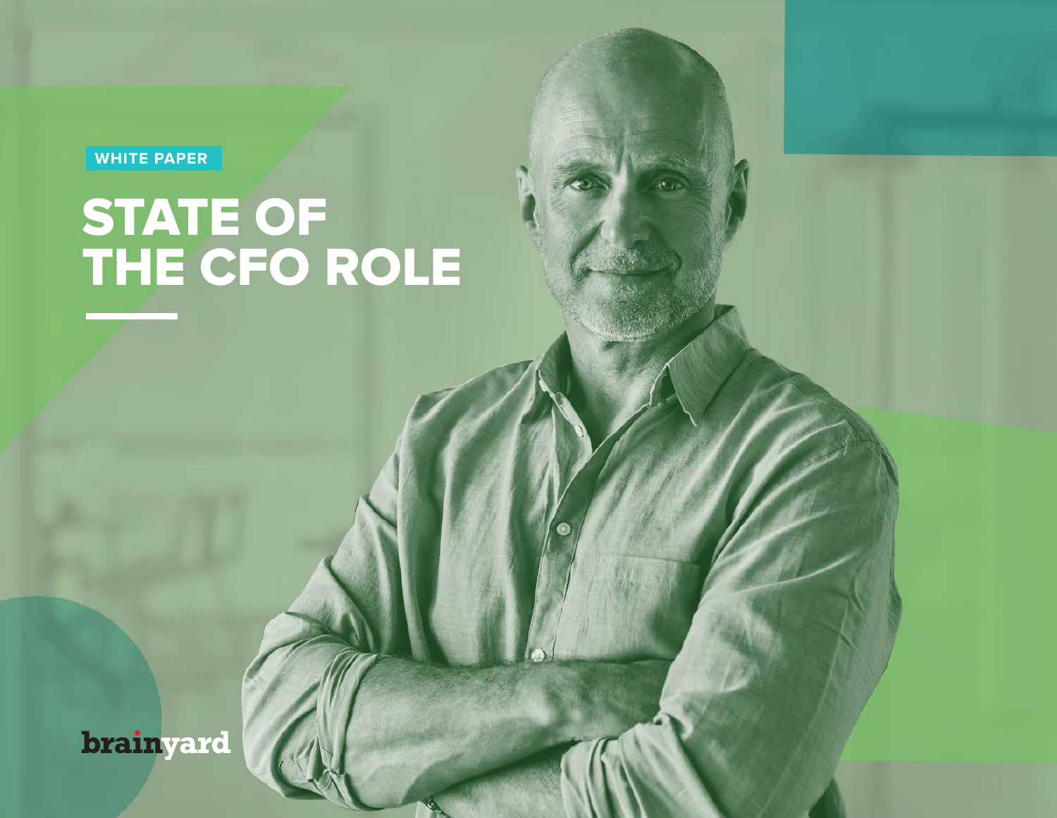WHITE PAPER

# STATE OF THE CFO ROLE

brainyard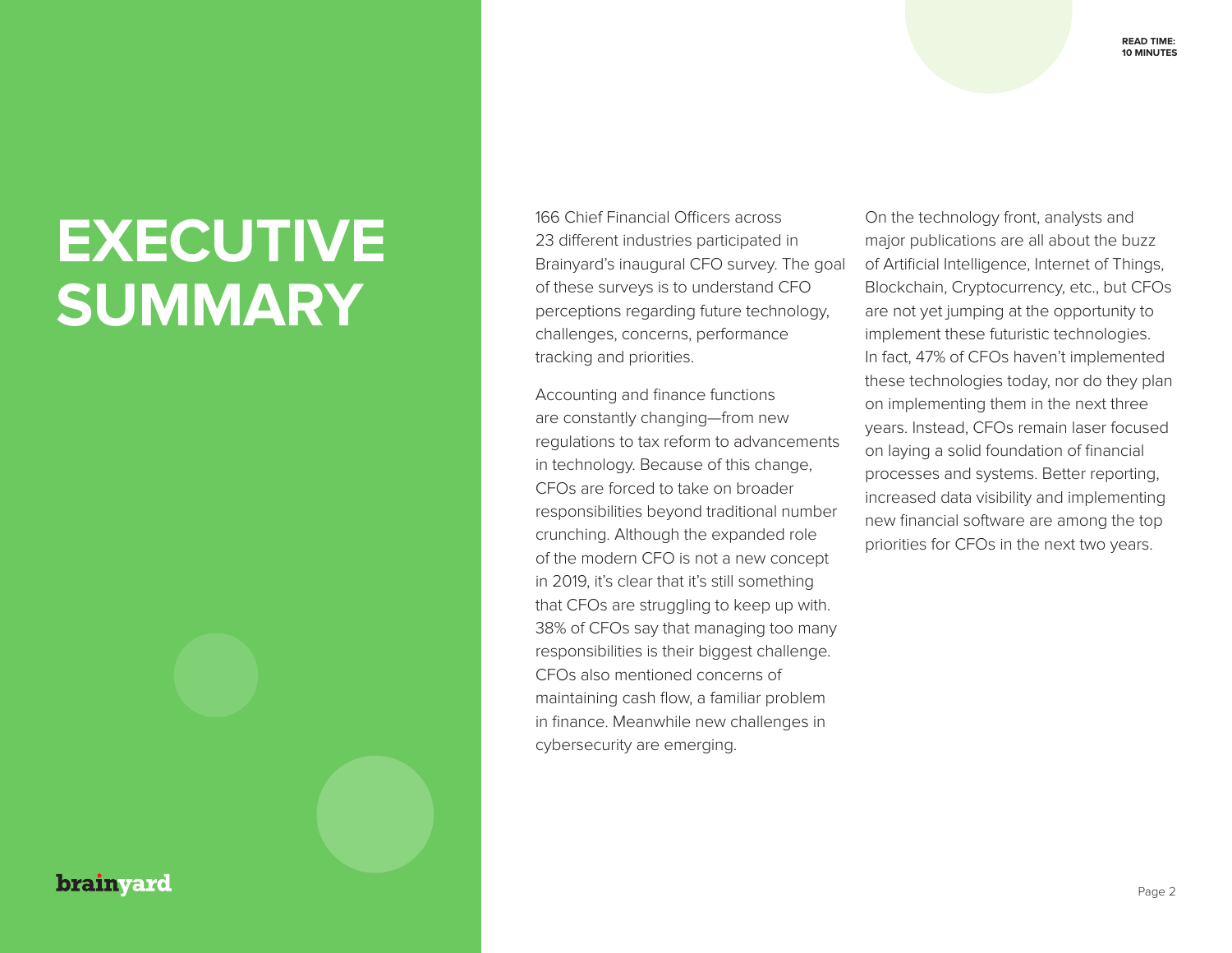# EXECUTIVE SUMMARY

READ TIME: 10 MINUTES

166 Chief Financial Officers across 23 different industries participated in Brainyard's inaugural CFO survey. The goal of these surveys is to understand CFO perceptions regarding future technology, challenges, concerns, performance tracking and priorities.

Accounting and finance functions are constantly changing—from new regulations to tax reform to advancements in technology. Because of this change, CFOs are forced to take on broader responsibilities beyond traditional number crunching. Although the expanded role of the modern CFO is not a new concept in 2019, it's clear that it's still something that CFOs are struggling to keep up with. 38% of CFOs say that managing too many responsibilities is their biggest challenge. CFOs also mentioned concerns of maintaining cash flow, a familiar problem in finance. Meanwhile new challenges in cybersecurity are emerging.

On the technology front, analysts and major publications are all about the buzz of Artificial Intelligence, Internet of Things, Blockchain, Cryptocurrency, etc., but CFOs are not yet jumping at the opportunity to implement these futuristic technologies. In fact, 47% of CFOs haven't implemented these technologies today, nor do they plan on implementing them in the next three years. Instead, CFOs remain laser focused on laying a solid foundation of financial processes and systems. Better reporting, increased data visibility and implementing new financial software are among the top priorities for CFOs in the next two years.

brainyard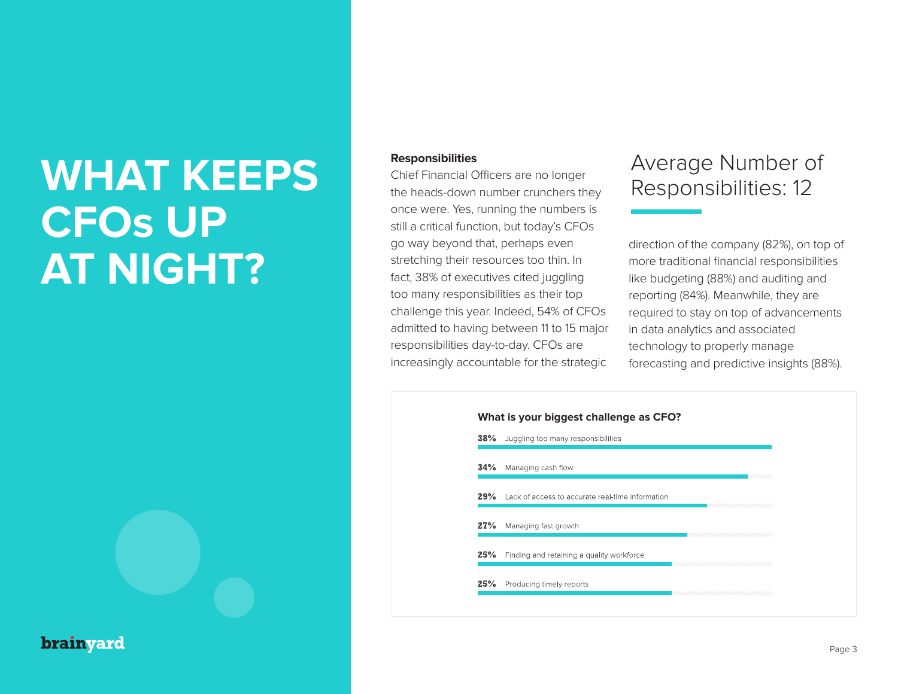# WHAT KEEPS CFOs UP AT NIGHT?

**Responsibilities**

Chief Financial Officers are no longer the heads-down number crunchers they once were. Yes, running the numbers is still a critical function, but today's CFOs go way beyond that, perhaps even stretching their resources too thin. In fact, 38% of executives cited juggling too many responsibilities as their top challenge this year. Indeed, 54% of CFOs admitted to having between 11 to 15 major responsibilities day-to-day. CFOs are increasingly accountable for the strategic direction of the company (82%), on top of more traditional financial responsibilities like budgeting (88%) and auditing and reporting (84%). Meanwhile, they are required to stay on top of advancements in data analytics and associated technology to properly manage forecasting and predictive insights (88%).

## Average Number of Responsibilities: 12

**What is your biggest challenge as CFO?**

38% Juggling too many responsibilities

34% Managing cash flow

29% Lack of access to accurate real-time information

27% Managing fast growth

25% Finding and retaining a quality workforce

25% Producing timely reports

brainyard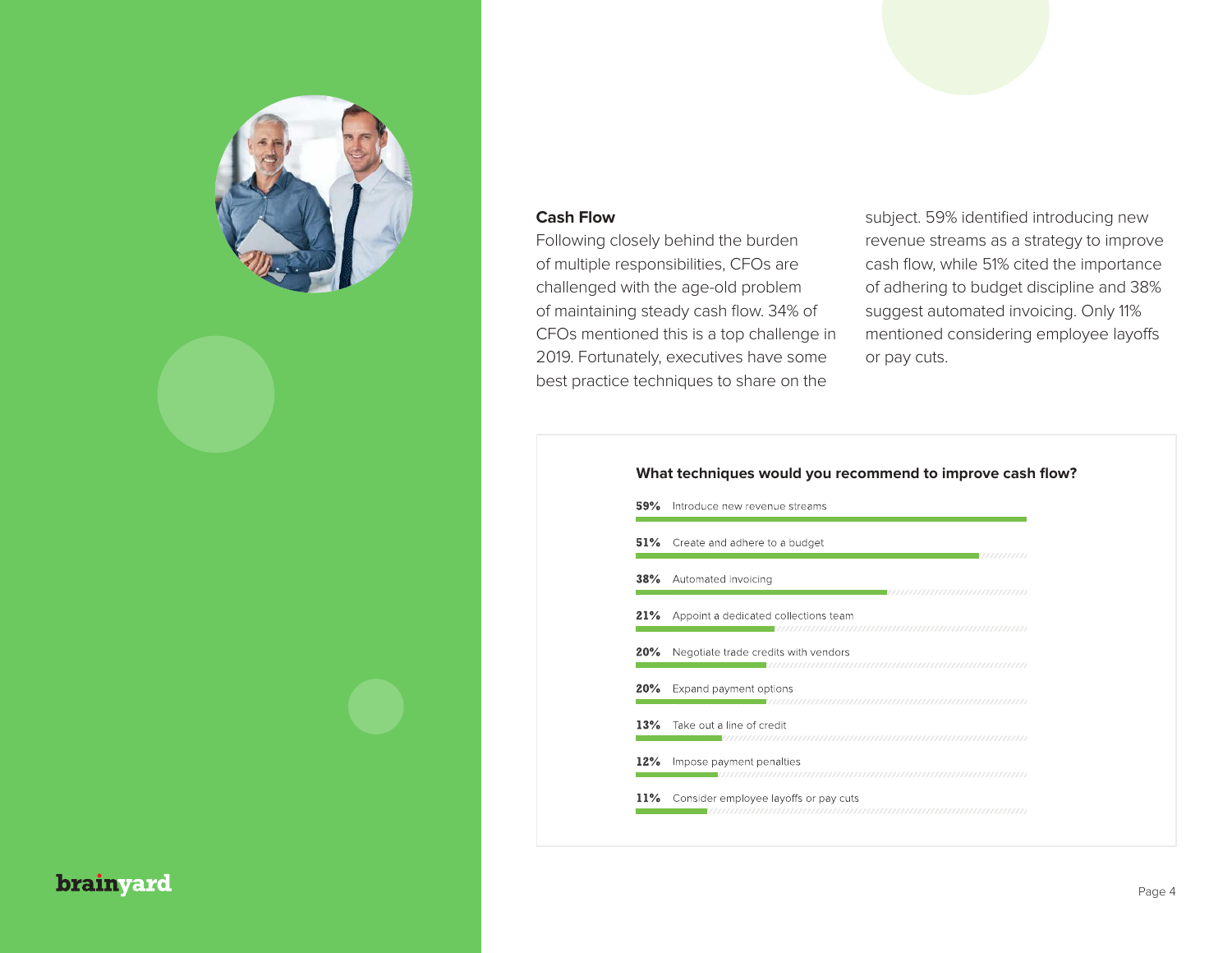## Cash Flow

Following closely behind the burden of multiple responsibilities, CFOs are challenged with the age-old problem of maintaining steady cash flow. 34% of CFOs mentioned this is a top challenge in 2019. Fortunately, executives have some best practice techniques to share on the subject. 59% identified introducing new revenue streams as a strategy to improve cash flow, while 51% cited the importance of adhering to budget discipline and 38% suggest automated invoicing. Only 11% mentioned considering employee layoffs or pay cuts.

**What techniques would you recommend to improve cash flow?**

59% Introduce new revenue streams

51% Create and adhere to a budget

38% Automated invoicing

21% Appoint a dedicated collections team

20% Negotiate trade credits with vendors

20% Expand payment options

13% Take out a line of credit

12% Impose payment penalties

11% Consider employee layoffs or pay cuts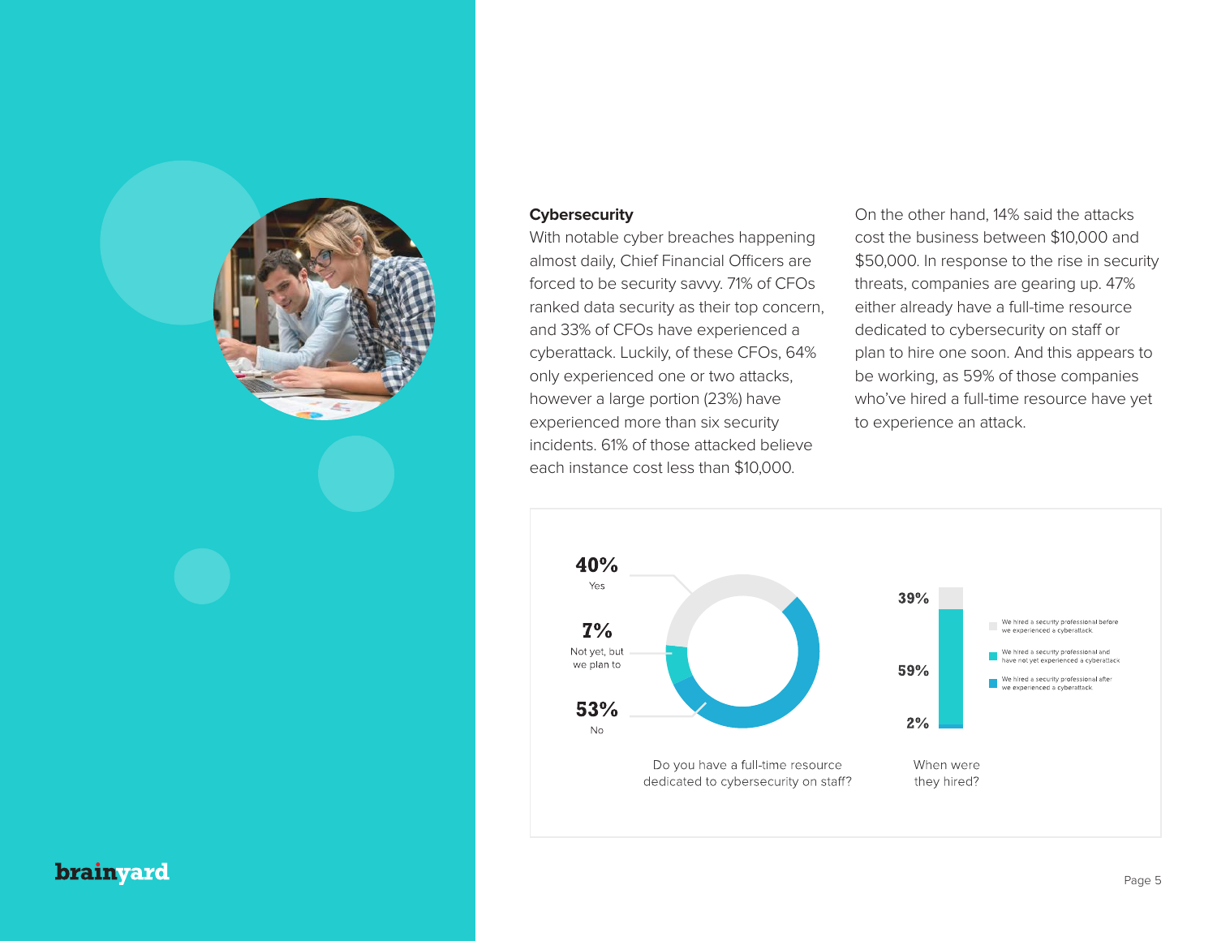**Cybersecurity**

With notable cyber breaches happening almost daily, Chief Financial Officers are forced to be security savvy. 71% of CFOs ranked data security as their top concern, and 33% of CFOs have experienced a cyberattack. Luckily, of these CFOs, 64% only experienced one or two attacks, however a large portion (23%) have experienced more than six security incidents. 61% of those attacked believe each instance cost less than $10,000. On the other hand, 14% said the attacks cost the business between $10,000 and $50,000. In response to the rise in security threats, companies are gearing up. 47% either already have a full-time resource dedicated to cybersecurity on staff or plan to hire one soon. And this appears to be working, as 59% of those companies who've hired a full-time resource have yet to experience an attack.

40%
Yes

7%
Not yet, but we plan to

53%
No

Do you have a full-time resource dedicated to cybersecurity on staff?

39%

59%

2%

We hired a security professional before we experienced a cyberattack

We hired a security professional and have not yet experienced a cyberattack

We hired a security professional after we experienced a cyberattack

When were they hired?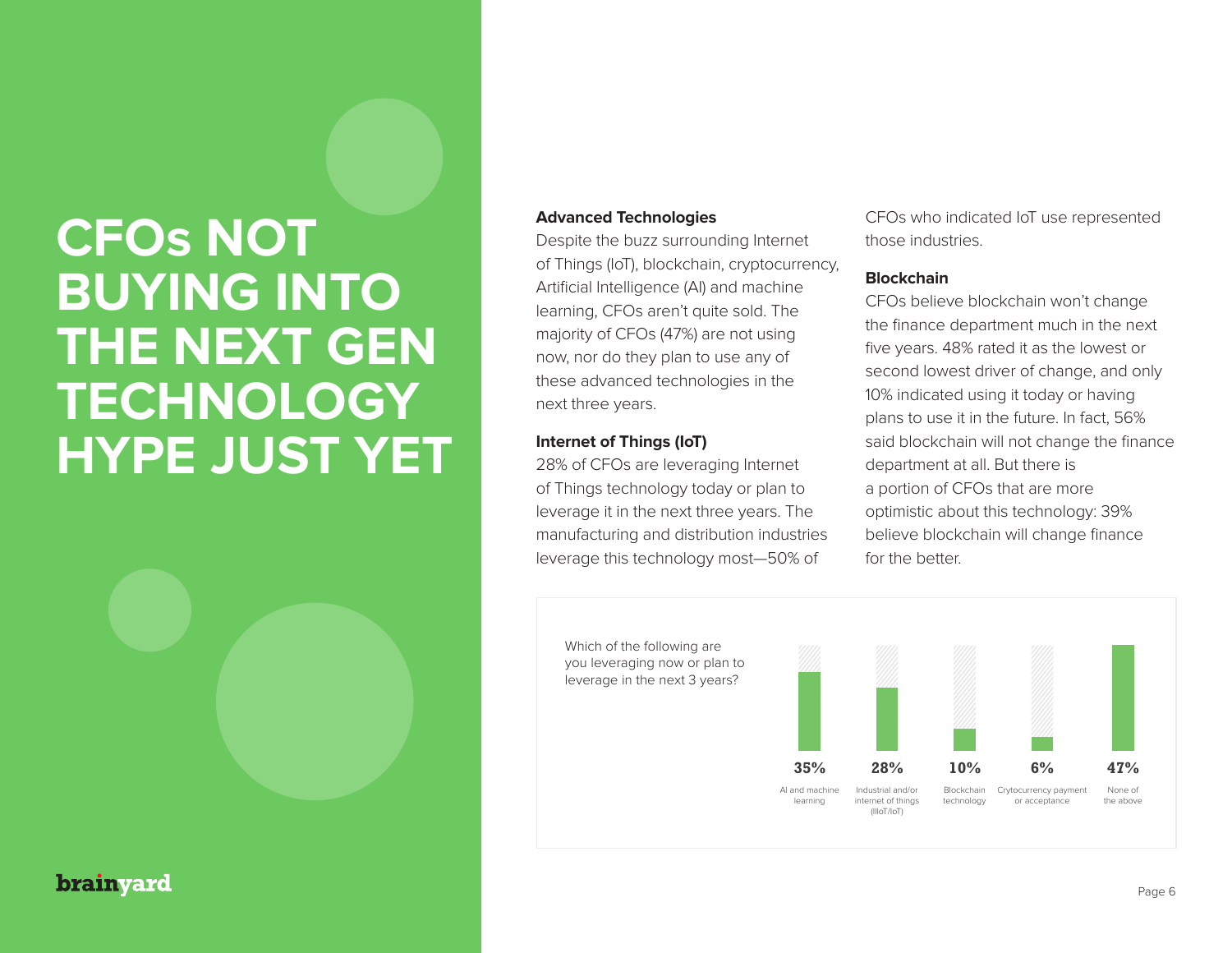# CFOs NOT BUYING INTO THE NEXT GEN TECHNOLOGY HYPE JUST YET

### Advanced Technologies

Despite the buzz surrounding Internet of Things (IoT), blockchain, cryptocurrency, Artificial Intelligence (AI) and machine learning, CFOs aren't quite sold. The majority of CFOs (47%) are not using now, nor do they plan to use any of these advanced technologies in the next three years.

### Internet of Things (IoT)

28% of CFOs are leveraging Internet of Things technology today or plan to leverage it in the next three years. The manufacturing and distribution industries leverage this technology most—50% of CFOs who indicated IoT use represented those industries.

### Blockchain

CFOs believe blockchain won't change the finance department much in the next five years. 48% rated it as the lowest or second lowest driver of change, and only 10% indicated using it today or having plans to use it in the future. In fact, 56% said blockchain will not change the finance department at all. But there is a portion of CFOs that are more optimistic about this technology: 39% believe blockchain will change finance for the better.

Which of the following are you leveraging now or plan to leverage in the next 3 years?

35%
AI and machine learning

28%
Industrial and/or internet of things (IIoT/IoT)

10%
Blockchain technology

6%
Crytocurrency payment or acceptance

47%
None of the above

brainyard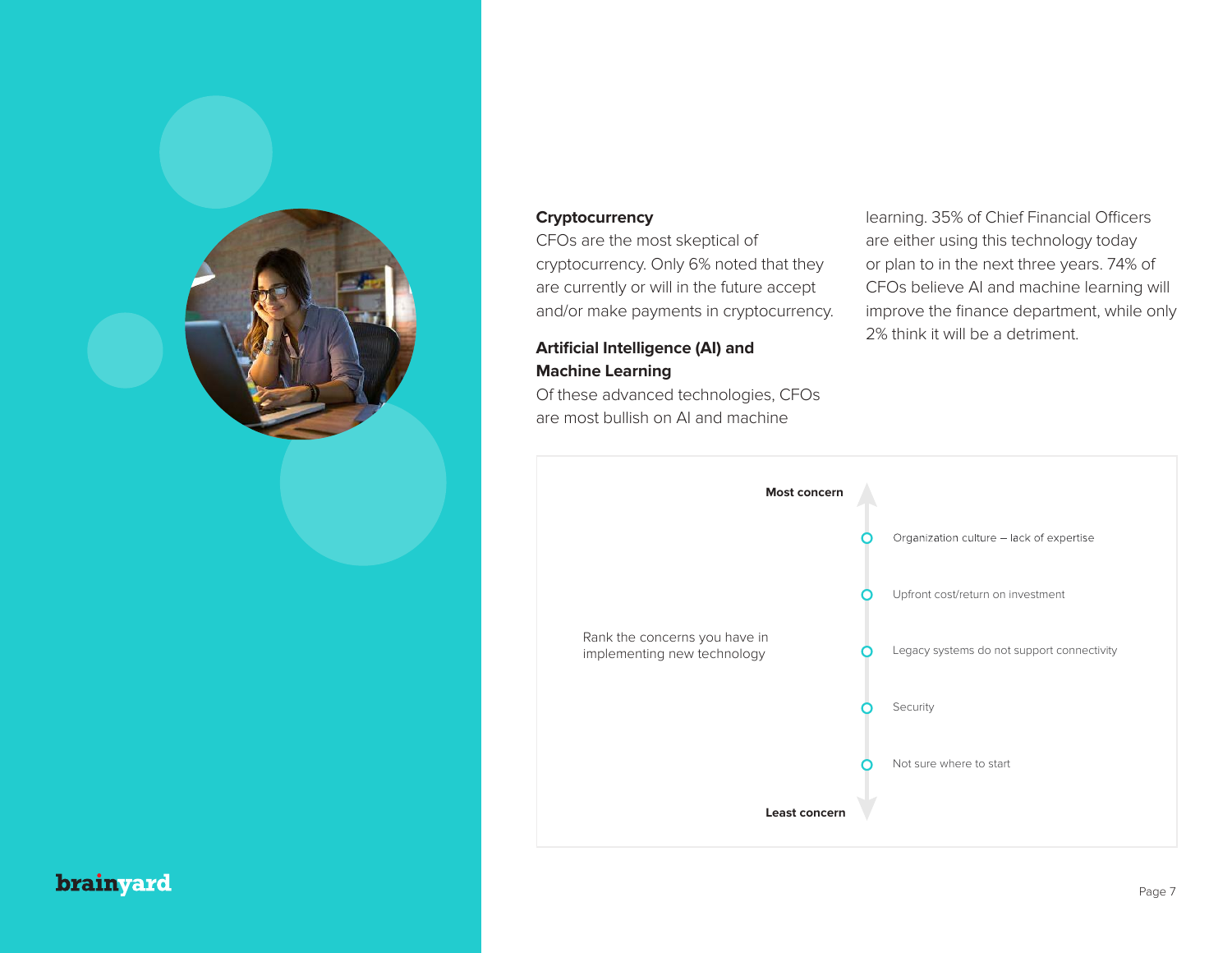### Cryptocurrency

CFOs are the most skeptical of cryptocurrency. Only 6% noted that they are currently or will in the future accept and/or make payments in cryptocurrency.

### Artificial Intelligence (AI) and Machine Learning

Of these advanced technologies, CFOs are most bullish on AI and machine learning. 35% of Chief Financial Officers are either using this technology today or plan to in the next three years. 74% of CFOs believe AI and machine learning will improve the finance department, while only 2% think it will be a detriment.

Rank the concerns you have in implementing new technology

Most concern

Organization culture – lack of expertise

Upfront cost/return on investment

Legacy systems do not support connectivity

Security

Not sure where to start

Least concern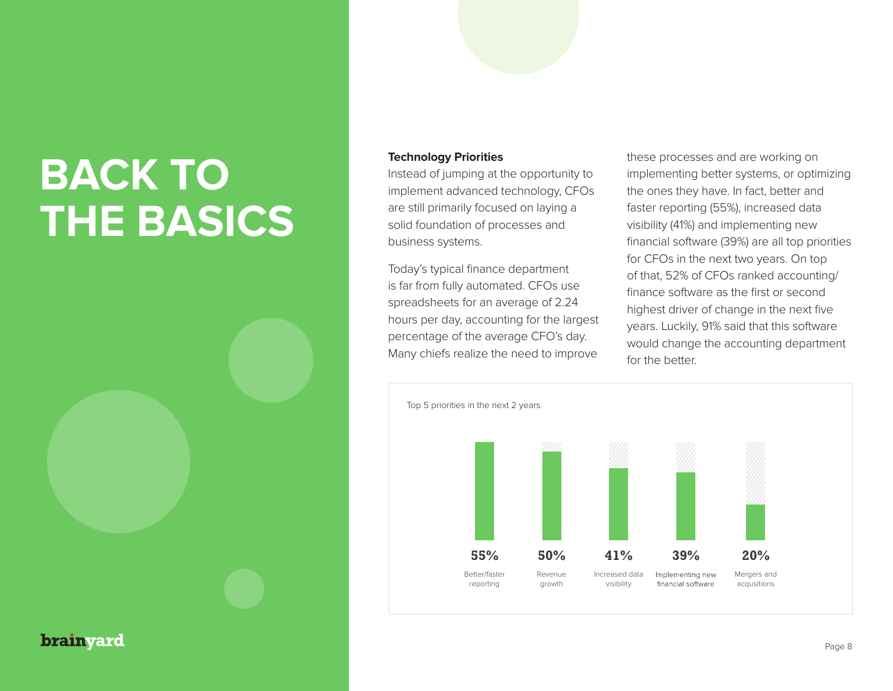# BACK TO THE BASICS

### Technology Priorities

Instead of jumping at the opportunity to implement advanced technology, CFOs are still primarily focused on laying a solid foundation of processes and business systems.

Today's typical finance department is far from fully automated. CFOs use spreadsheets for an average of 2.24 hours per day, accounting for the largest percentage of the average CFO's day. Many chiefs realize the need to improve these processes and are working on implementing better systems, or optimizing the ones they have. In fact, better and faster reporting (55%), increased data visibility (41%) and implementing new financial software (39%) are all top priorities for CFOs in the next two years. On top of that, 52% of CFOs ranked accounting/finance software as the first or second highest driver of change in the next five years. Luckily, 91% said that this software would change the accounting department for the better.

Top 5 priorities in the next 2 years

55%
Better/faster reporting

50%
Revenue growth

41%
Increased data visibility

39%
Implementing new financial software

20%
Mergers and acqusitions

brainyard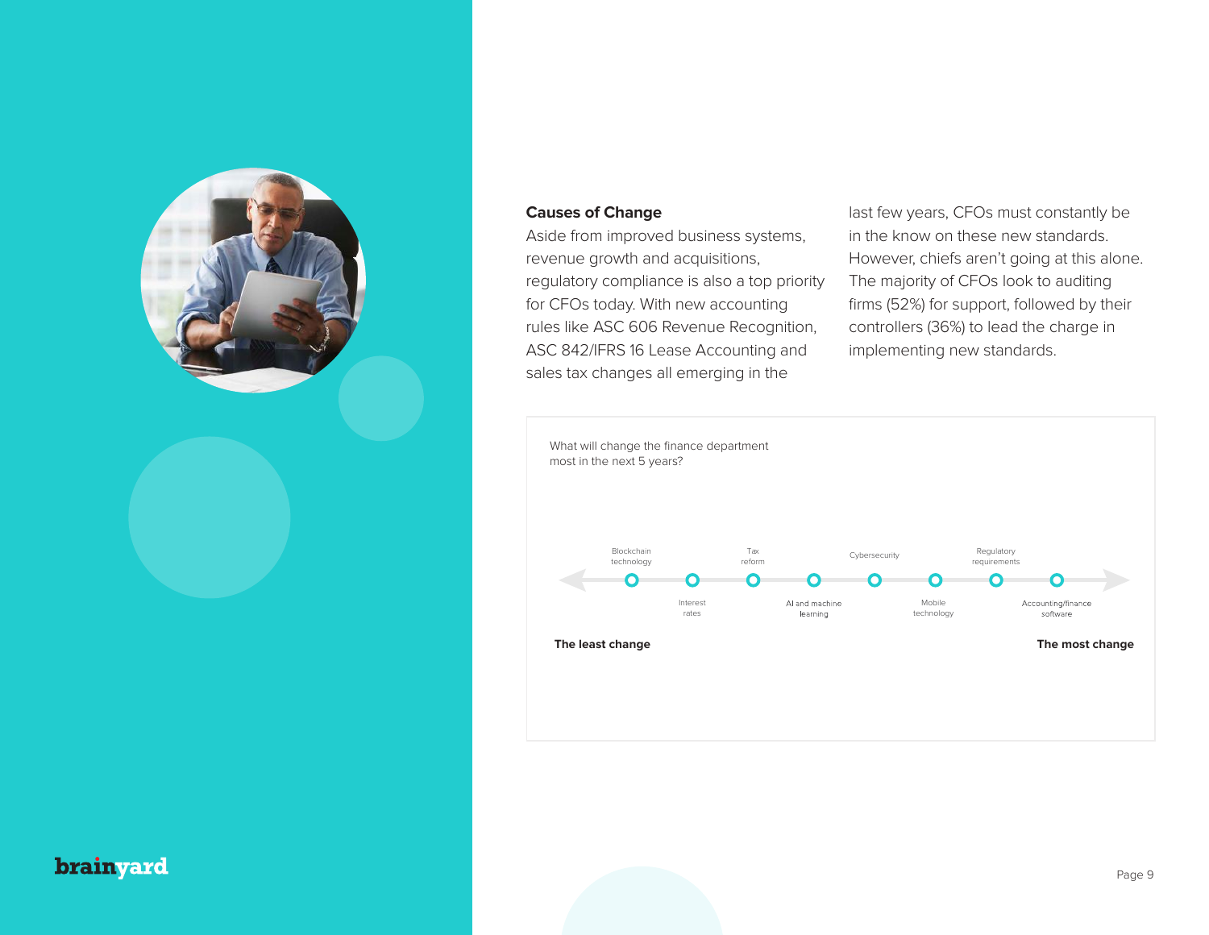## Causes of Change

Aside from improved business systems, revenue growth and acquisitions, regulatory compliance is also a top priority for CFOs today. With new accounting rules like ASC 606 Revenue Recognition, ASC 842/IFRS 16 Lease Accounting and sales tax changes all emerging in the last few years, CFOs must constantly be in the know on these new standards. However, chiefs aren't going at this alone. The majority of CFOs look to auditing firms (52%) for support, followed by their controllers (36%) to lead the charge in implementing new standards.

What will change the finance department most in the next 5 years?

Blockchain technology

Interest rates

Tax reform

AI and machine learning

Cybersecurity

Mobile technology

Regulatory requirements

Accounting/finance software

**The least change**

**The most change**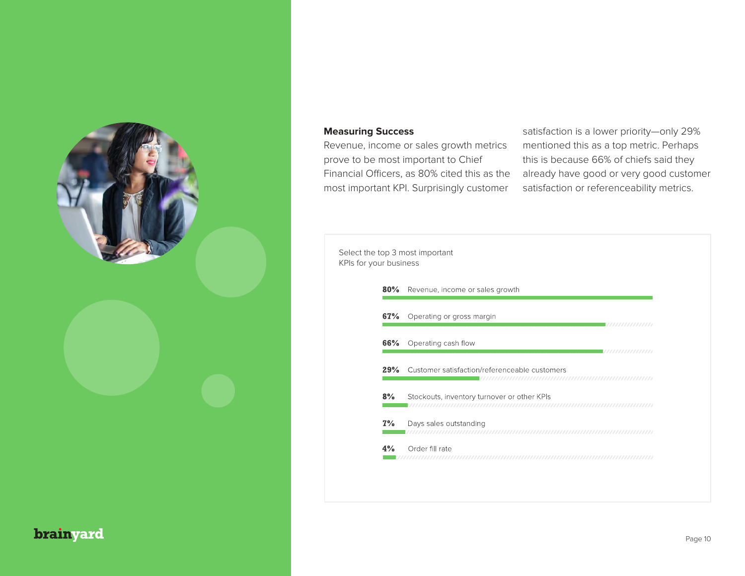## Measuring Success

Revenue, income or sales growth metrics prove to be most important to Chief Financial Officers, as 80% cited this as the most important KPI. Surprisingly customer satisfaction is a lower priority—only 29% mentioned this as a top metric. Perhaps this is because 66% of chiefs said they already have good or very good customer satisfaction or referenceability metrics.

Select the top 3 most important KPIs for your business

80% Revenue, income or sales growth

67% Operating or gross margin

66% Operating cash flow

29% Customer satisfaction/referenceable customers

8% Stockouts, inventory turnover or other KPIs

7% Days sales outstanding

4% Order fill rate

brainyard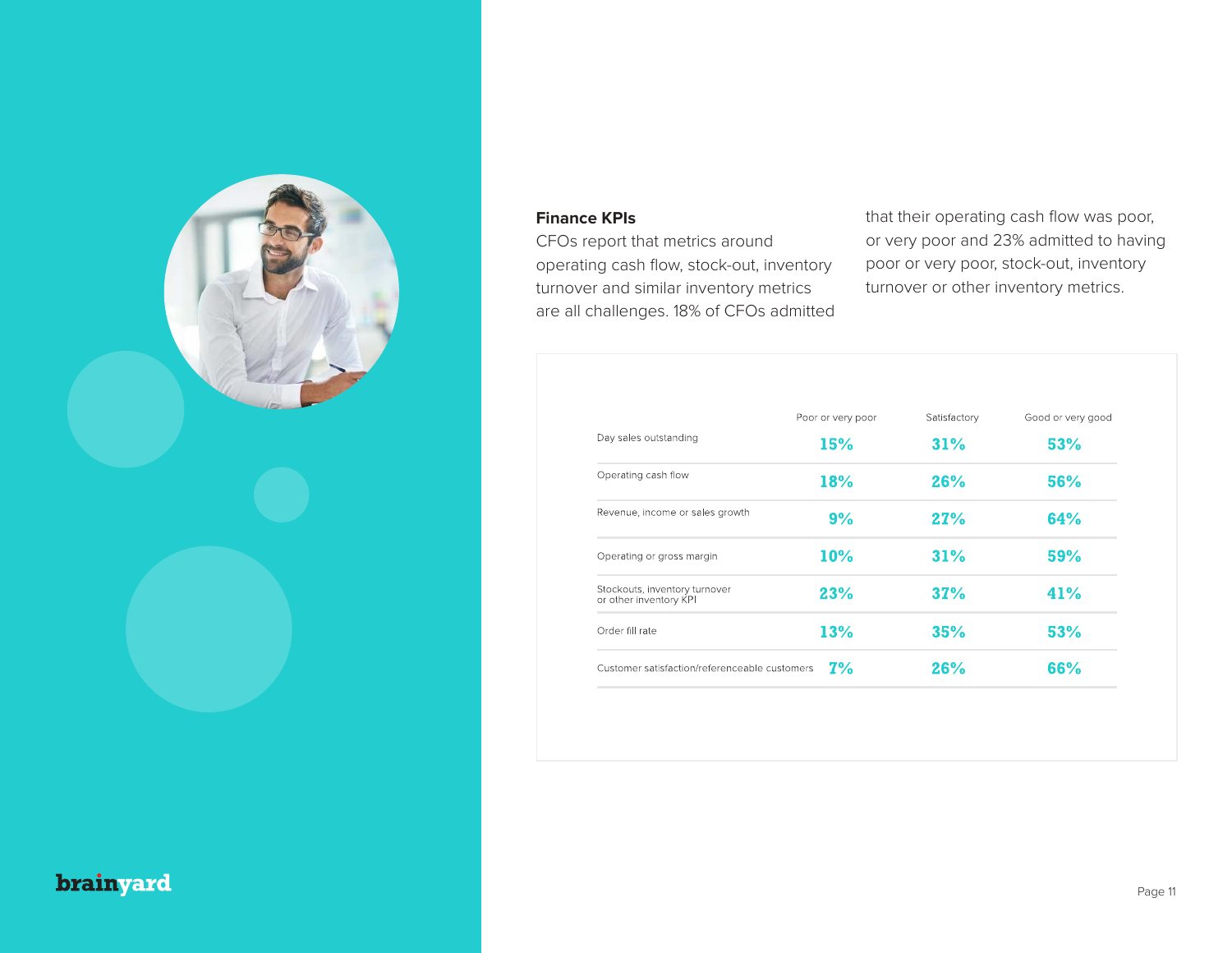**Finance KPIs**

CFOs report that metrics around operating cash flow, stock-out, inventory turnover and similar inventory metrics are all challenges. 18% of CFOs admitted that their operating cash flow was poor, or very poor and 23% admitted to having poor or very poor, stock-out, inventory turnover or other inventory metrics.

| | Poor or very poor | Satisfactory | Good or very good |
|---|---|---|---|
| Day sales outstanding | 15% | 31% | 53% |
| Operating cash flow | 18% | 26% | 56% |
| Revenue, income or sales growth | 9% | 27% | 64% |
| Operating or gross margin | 10% | 31% | 59% |
| Stockouts, inventory turnover or other inventory KPI | 23% | 37% | 41% |
| Order fill rate | 13% | 35% | 53% |
| Customer satisfaction/referenceable customers | 7% | 26% | 66% |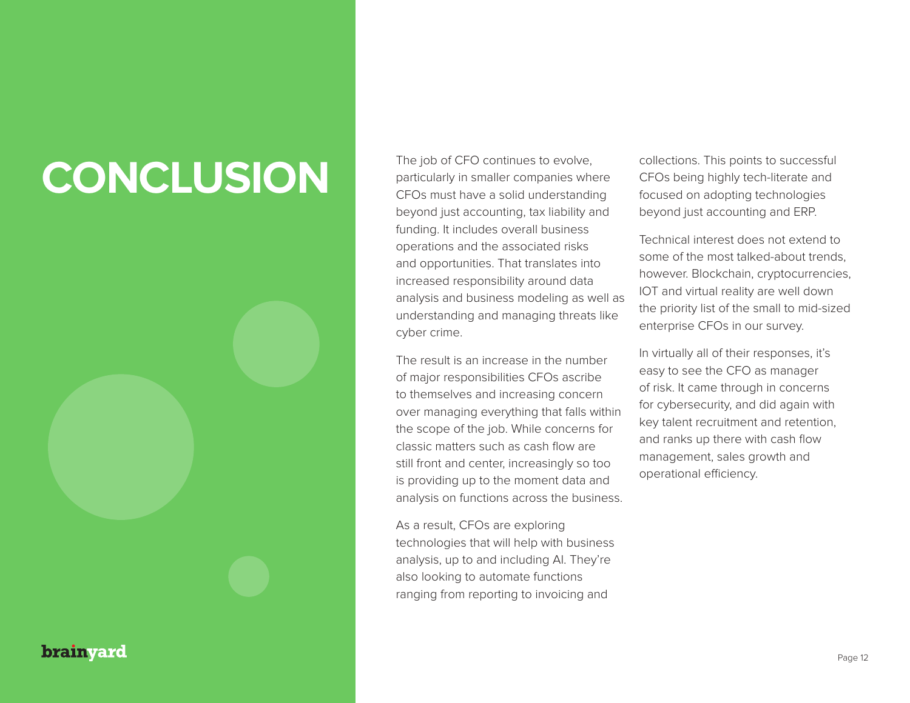# CONCLUSION

The job of CFO continues to evolve, particularly in smaller companies where CFOs must have a solid understanding beyond just accounting, tax liability and funding. It includes overall business operations and the associated risks and opportunities. That translates into increased responsibility around data analysis and business modeling as well as understanding and managing threats like cyber crime.

The result is an increase in the number of major responsibilities CFOs ascribe to themselves and increasing concern over managing everything that falls within the scope of the job. While concerns for classic matters such as cash flow are still front and center, increasingly so too is providing up to the moment data and analysis on functions across the business.

As a result, CFOs are exploring technologies that will help with business analysis, up to and including AI. They're also looking to automate functions ranging from reporting to invoicing and collections. This points to successful CFOs being highly tech-literate and focused on adopting technologies beyond just accounting and ERP.

Technical interest does not extend to some of the most talked-about trends, however. Blockchain, cryptocurrencies, IOT and virtual reality are well down the priority list of the small to mid-sized enterprise CFOs in our survey.

In virtually all of their responses, it's easy to see the CFO as manager of risk. It came through in concerns for cybersecurity, and did again with key talent recruitment and retention, and ranks up there with cash flow management, sales growth and operational efficiency.

brainyard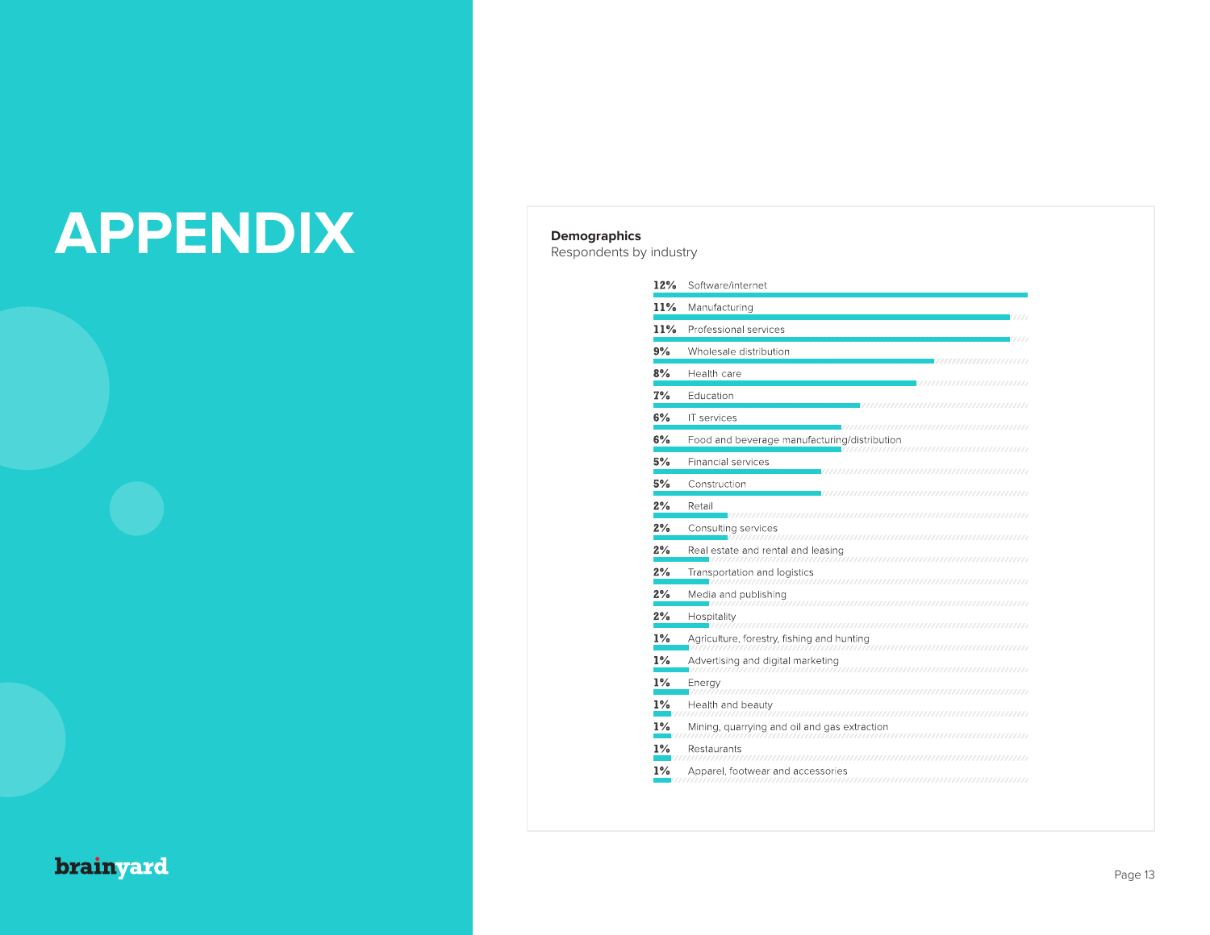# APPENDIX

**Demographics**

Respondents by industry

| Percentage | Industry |
|---|---|
| 12% | Software/internet |
| 11% | Manufacturing |
| 11% | Professional services |
| 9% | Wholesale distribution |
| 8% | Health care |
| 7% | Education |
| 6% | IT services |
| 6% | Food and beverage manufacturing/distribution |
| 5% | Financial services |
| 5% | Construction |
| 2% | Retail |
| 2% | Consulting services |
| 2% | Real estate and rental and leasing |
| 2% | Transportation and logistics |
| 2% | Media and publishing |
| 2% | Hospitality |
| 1% | Agriculture, forestry, fishing and hunting |
| 1% | Advertising and digital marketing |
| 1% | Energy |
| 1% | Health and beauty |
| 1% | Mining, quarrying and oil and gas extraction |
| 1% | Restaurants |
| 1% | Apparel, footwear and accessories |

brainyard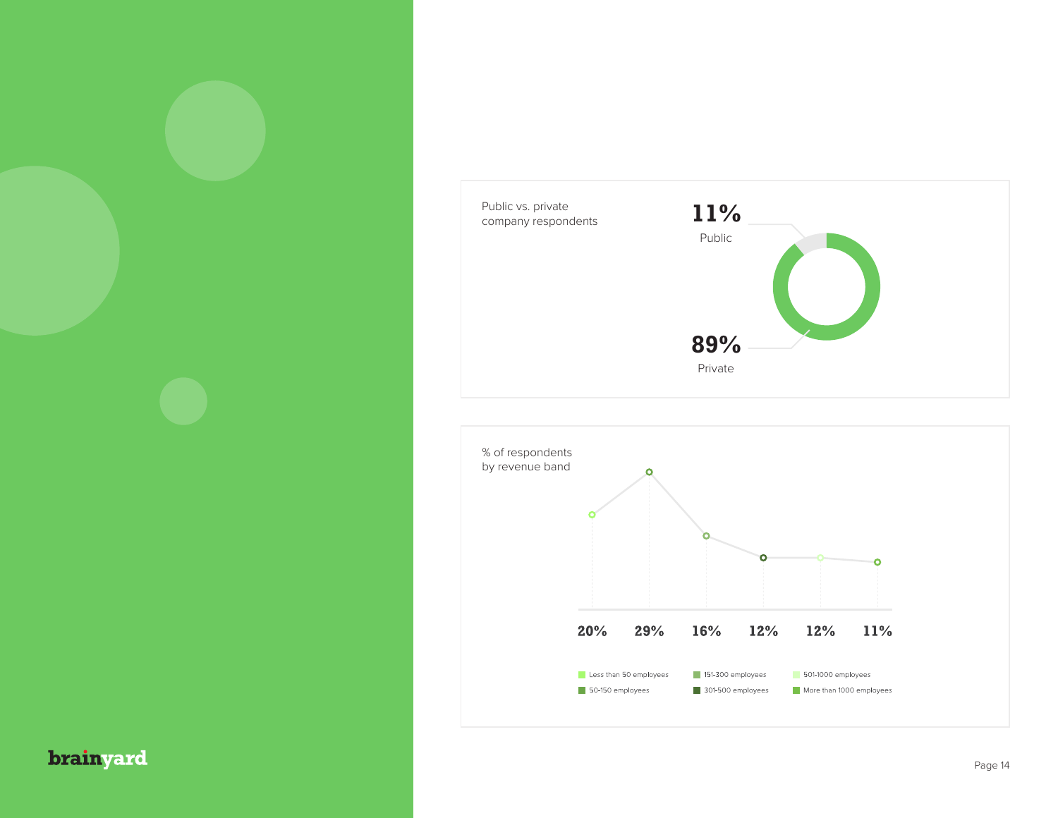Public vs. private company respondents

11%
Public

89%
Private

% of respondents by revenue band

20%
29%
16%
12%
12%
11%

Less than 50 employees
50-150 employees
151-300 employees
301-500 employees
501-1000 employees
More than 1000 employees

brainyard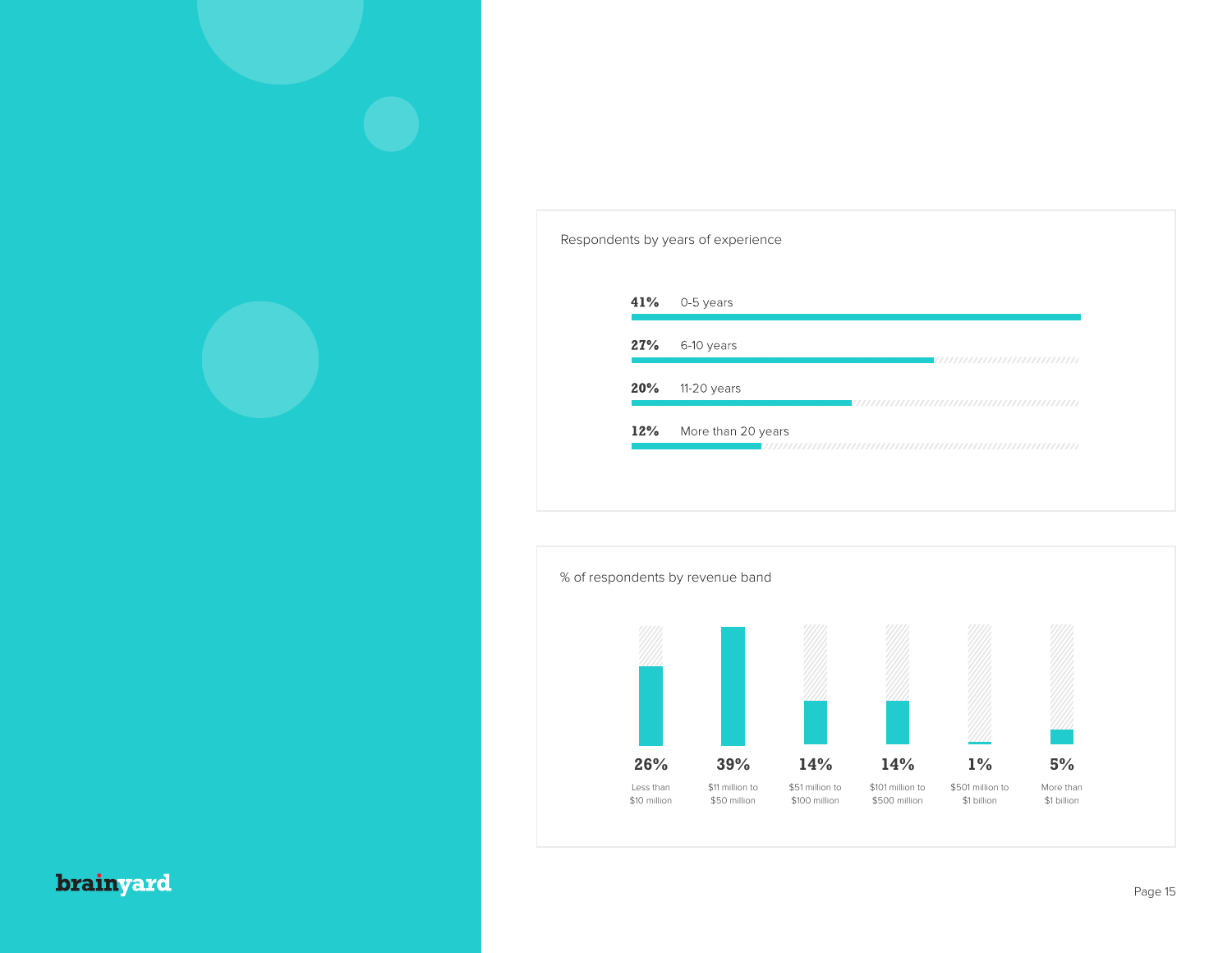Respondents by years of experience

41% 0-5 years

27% 6-10 years

20% 11-20 years

12% More than 20 years

% of respondents by revenue band

26% Less than $10 million

39% $11 million to $50 million

14% $51 million to $100 million

14% $101 million to $500 million

1% $501 million to $1 billion

5% More than $1 billion

brainyard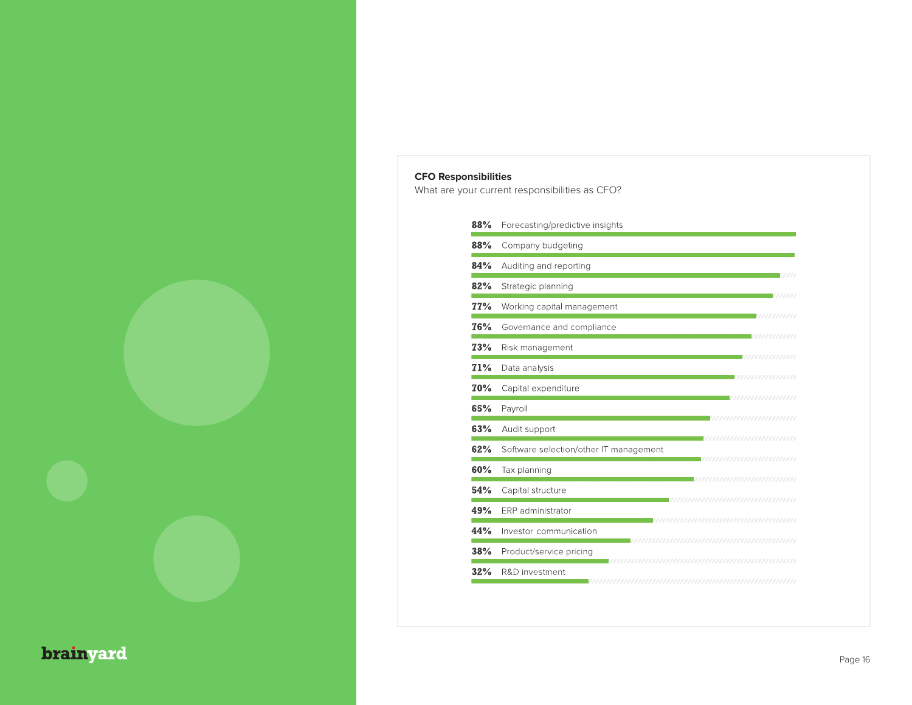**CFO Responsibilities**

What are your current responsibilities as CFO?

| Percentage | Responsibility |
|---|---|
| 88% | Forecasting/predictive insights |
| 88% | Company budgeting |
| 84% | Auditing and reporting |
| 82% | Strategic planning |
| 77% | Working capital management |
| 76% | Governance and compliance |
| 73% | Risk management |
| 71% | Data analysis |
| 70% | Capital expenditure |
| 65% | Payroll |
| 63% | Audit support |
| 62% | Software selection/other IT management |
| 60% | Tax planning |
| 54% | Capital structure |
| 49% | ERP administrator |
| 44% | Investor communication |
| 38% | Product/service pricing |
| 32% | R&D investment |

brainyard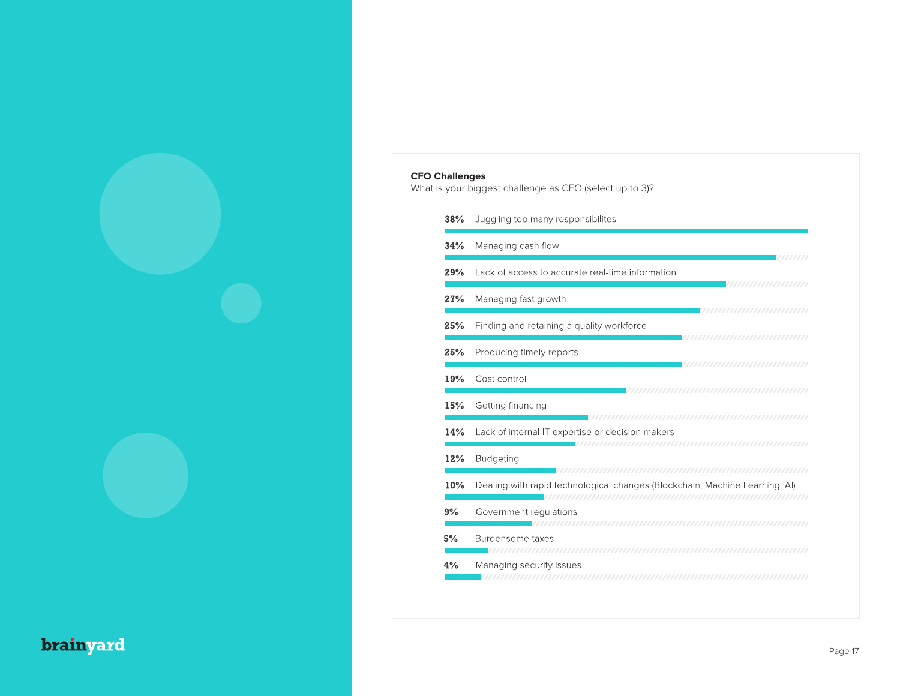**CFO Challenges**

What is your biggest challenge as CFO (select up to 3)?

38% Juggling too many responsibilites

34% Managing cash flow

29% Lack of access to accurate real-time information

27% Managing fast growth

25% Finding and retaining a quality workforce

25% Producing timely reports

19% Cost control

15% Getting financing

14% Lack of internal IT expertise or decision makers

12% Budgeting

10% Dealing with rapid technological changes (Blockchain, Machine Learning, AI)

9% Government regulations

5% Burdensome taxes

4% Managing security issues

brainyard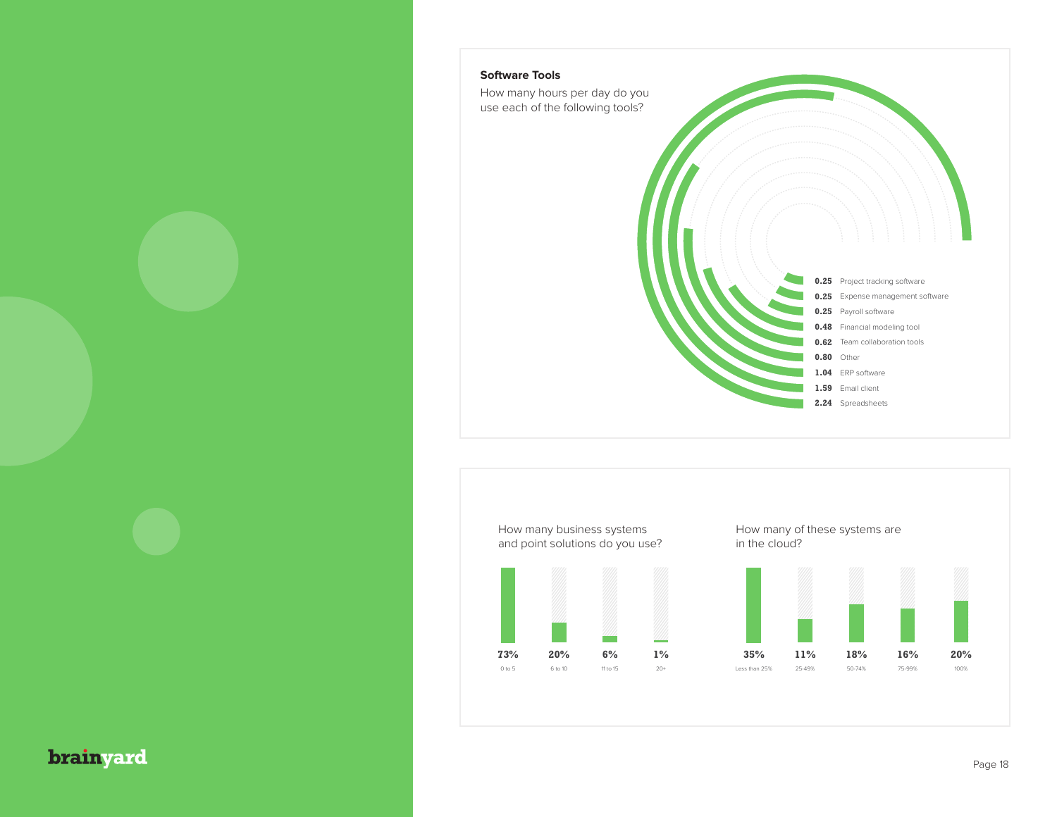**Software Tools**

How many hours per day do you use each of the following tools?

0.25 Project tracking software
0.25 Expense management software
0.25 Payroll software
0.48 Financial modeling tool
0.62 Team collaboration tools
0.80 Other
1.04 ERP software
1.59 Email client
2.24 Spreadsheets

How many business systems and point solutions do you use?

73% 0 to 5
20% 6 to 10
6% 11 to 15
1% 20+

How many of these systems are in the cloud?

35% Less than 25%
11% 25-49%
18% 50-74%
16% 75-99%
20% 100%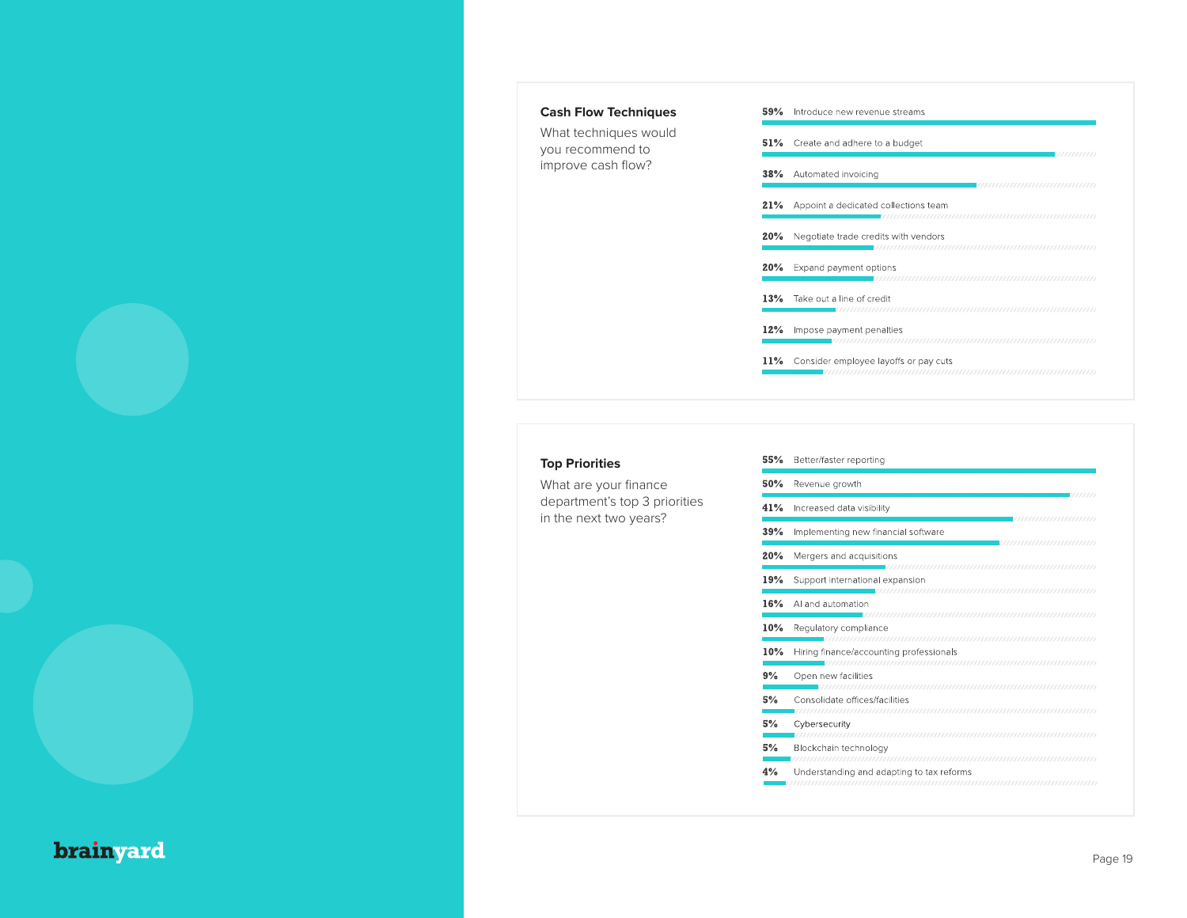### Cash Flow Techniques

What techniques would you recommend to improve cash flow?

59% Introduce new revenue streams
51% Create and adhere to a budget
38% Automated invoicing
21% Appoint a dedicated collections team
20% Negotiate trade credits with vendors
20% Expand payment options
13% Take out a line of credit
12% Impose payment penalties
11% Consider employee layoffs or pay cuts

### Top Priorities

What are your finance department's top 3 priorities in the next two years?

55% Better/faster reporting
50% Revenue growth
41% Increased data visibility
39% Implementing new financial software
20% Mergers and acquisitions
19% Support international expansion
16% AI and automation
10% Regulatory compliance
10% Hiring finance/accounting professionals
9% Open new facilities
5% Consolidate offices/facilities
5% Cybersecurity
5% Blockchain technology
4% Understanding and adapting to tax reforms

brainyard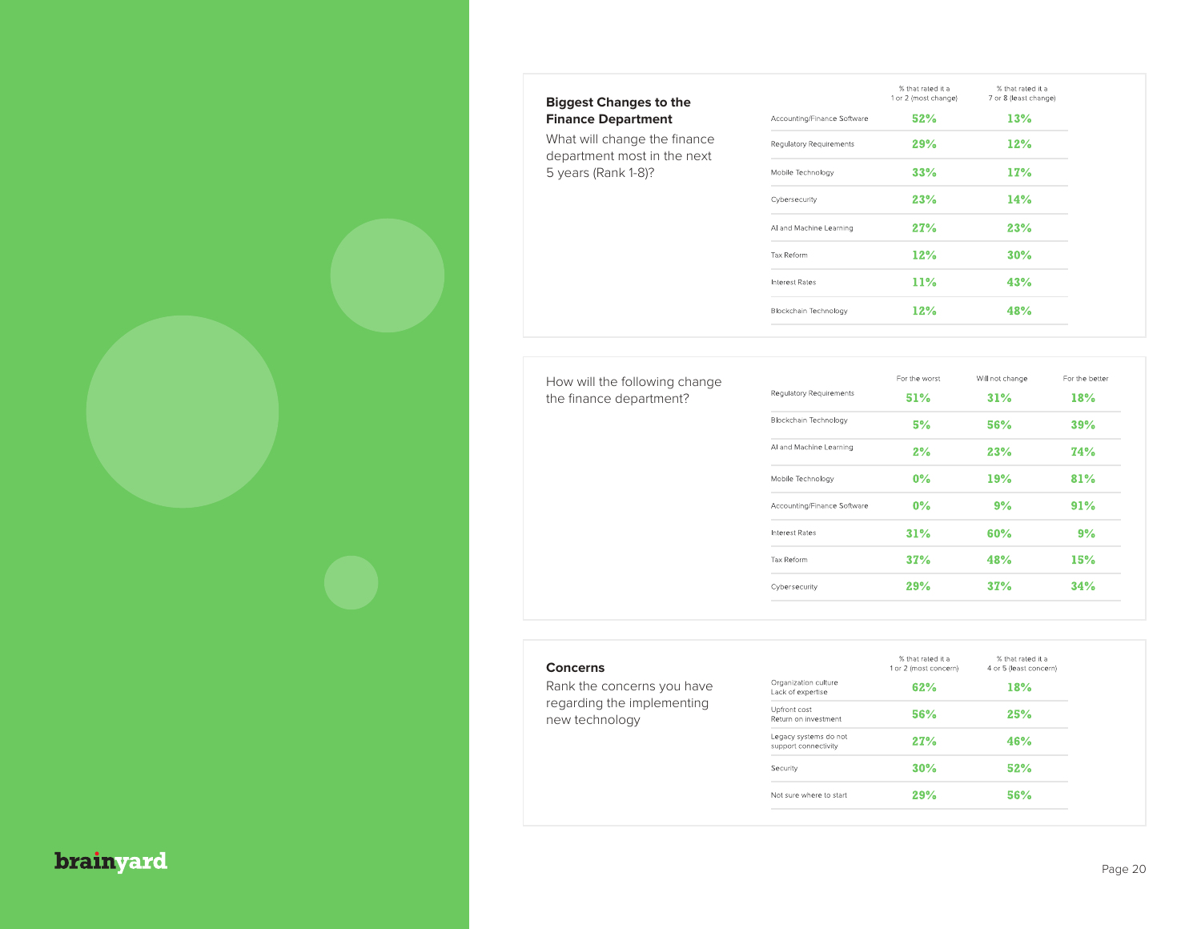## Biggest Changes to the Finance Department

What will change the finance department most in the next 5 years (Rank 1-8)?

| | % that rated it a 1 or 2 (most change) | % that rated it a 7 or 8 (least change) |
|---|---|---|
| Accounting/Finance Software | 52% | 13% |
| Regulatory Requirements | 29% | 12% |
| Mobile Technology | 33% | 17% |
| Cybersecurity | 23% | 14% |
| AI and Machine Learning | 27% | 23% |
| Tax Reform | 12% | 30% |
| Interest Rates | 11% | 43% |
| Blockchain Technology | 12% | 48% |

How will the following change the finance department?

| | For the worst | Will not change | For the better |
|---|---|---|---|
| Regulatory Requirements | 51% | 31% | 18% |
| Blockchain Technology | 5% | 56% | 39% |
| AI and Machine Learning | 2% | 23% | 74% |
| Mobile Technology | 0% | 19% | 81% |
| Accounting/Finance Software | 0% | 9% | 91% |
| Interest Rates | 31% | 60% | 9% |
| Tax Reform | 37% | 48% | 15% |
| Cybersecurity | 29% | 37% | 34% |

## Concerns

Rank the concerns you have regarding the implementing new technology

| | % that rated it a 1 or 2 (most concern) | % that rated it a 4 or 5 (least concern) |
|---|---|---|
| Organization culture Lack of expertise | 62% | 18% |
| Upfront cost Return on investment | 56% | 25% |
| Legacy systems do not support connectivity | 27% | 46% |
| Security | 30% | 52% |
| Not sure where to start | 29% | 56% |

brainyard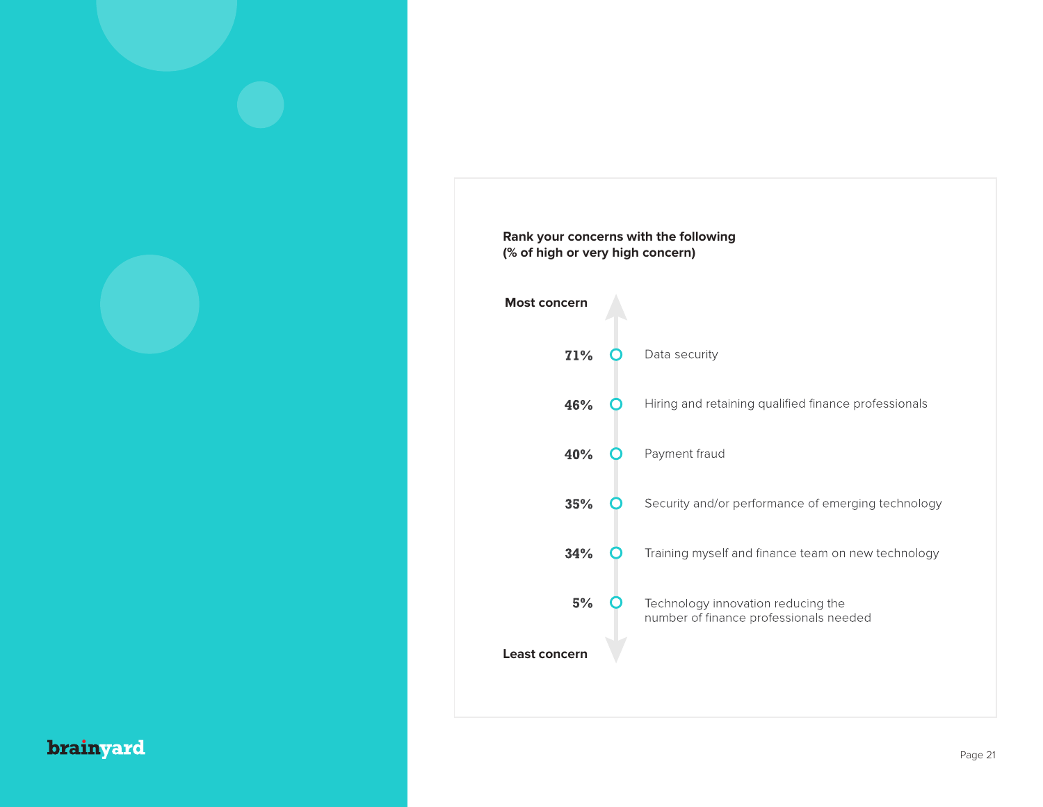**Rank your concerns with the following (% of high or very high concern)**

Most concern

71% Data security

46% Hiring and retaining qualified finance professionals

40% Payment fraud

35% Security and/or performance of emerging technology

34% Training myself and finance team on new technology

5% Technology innovation reducing the number of finance professionals needed

Least concern

brainyard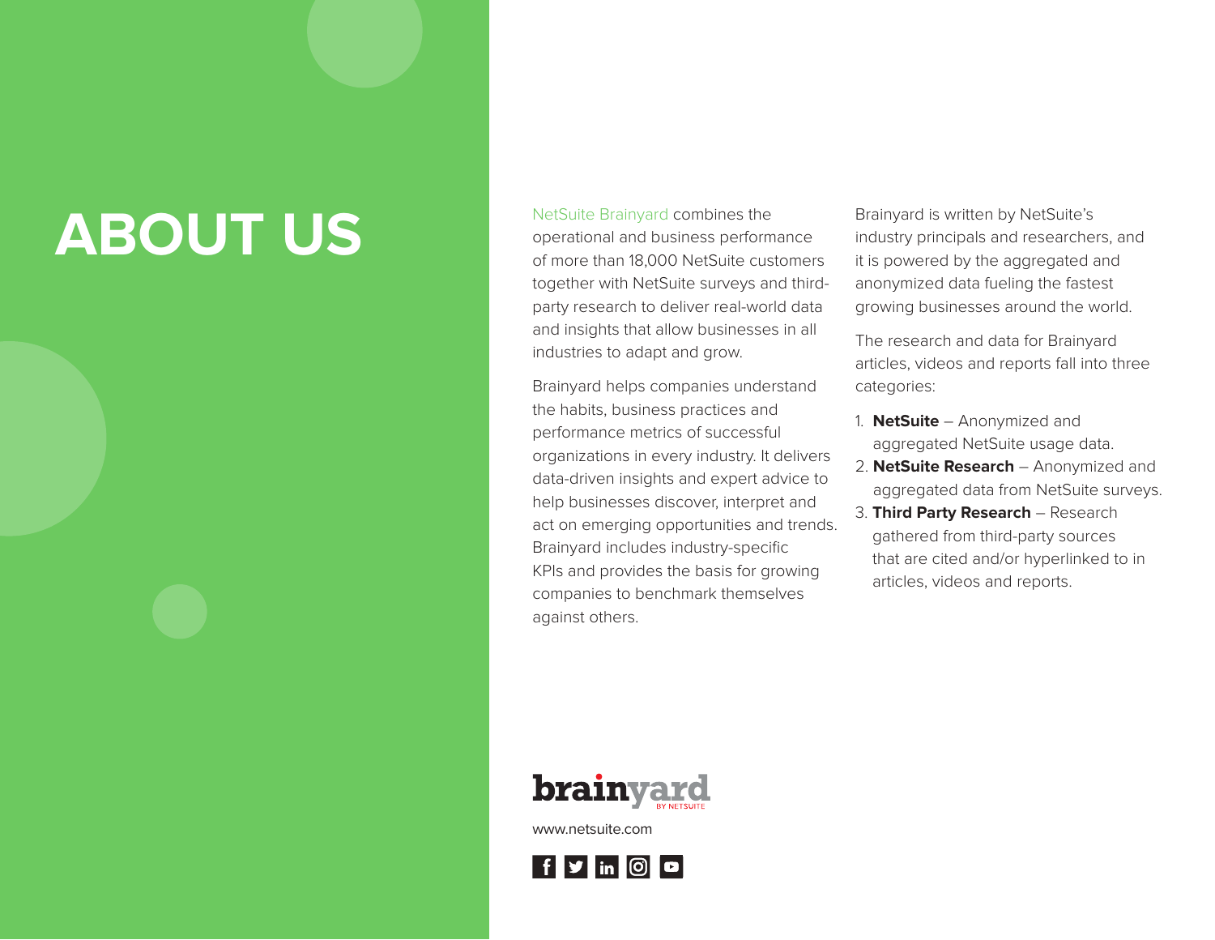# ABOUT US

NetSuite Brainyard combines the operational and business performance of more than 18,000 NetSuite customers together with NetSuite surveys and third-party research to deliver real-world data and insights that allow businesses in all industries to adapt and grow.

Brainyard helps companies understand the habits, business practices and performance metrics of successful organizations in every industry. It delivers data-driven insights and expert advice to help businesses discover, interpret and act on emerging opportunities and trends. Brainyard includes industry-specific KPIs and provides the basis for growing companies to benchmark themselves against others.

Brainyard is written by NetSuite's industry principals and researchers, and it is powered by the aggregated and anonymized data fueling the fastest growing businesses around the world.

The research and data for Brainyard articles, videos and reports fall into three categories:

1. **NetSuite** – Anonymized and aggregated NetSuite usage data.
2. **NetSuite Research** – Anonymized and aggregated data from NetSuite surveys.
3. **Third Party Research** – Research gathered from third-party sources that are cited and/or hyperlinked to in articles, videos and reports.

brainyard BY NETSUITE

www.netsuite.com